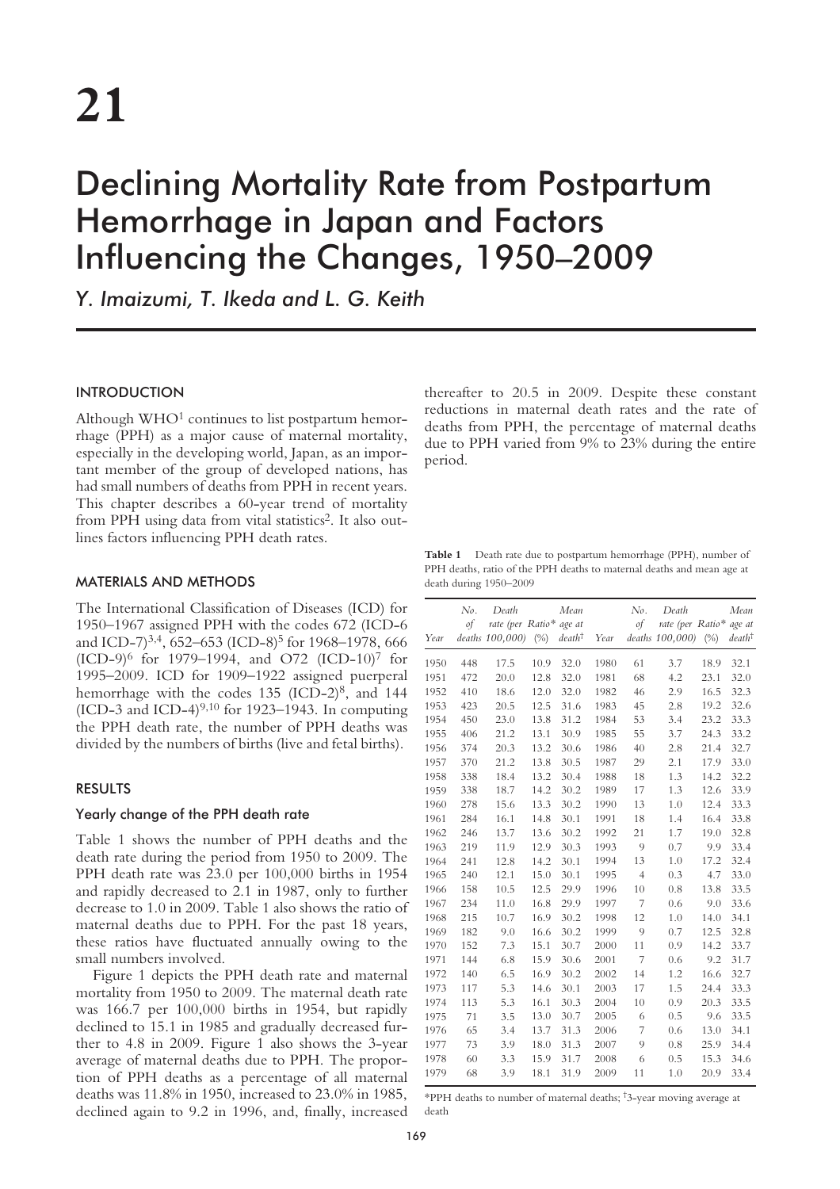# 21

# Declining Mortality Rate from Postpartum Hemorrhage in Japan and Factors Influencing the Changes, 1950–2009

*Y. Imaizumi, T. Ikeda and L. G. Keith*

## INTRODUCTION

Although WHO[1] continues to list postpartum hemorrhage (PPH) as a major cause of maternal mortality, especially in the developing world, Japan, as an important member of the group of developed nations, has had small numbers of deaths from PPH in recent years. This chapter describes a 60-year trend of mortality from PPH using data from vital statistics[2]. It also outlines factors influencing PPH death rates.

## MATERIALS AND METHODS

The International Classification of Diseases (ICD) for 1950–1967 assigned PPH with the codes 672 (ICD-6 and ICD-7)[3,4], 652–653 (ICD-8)[5] for 1968–1978, 666 (ICD-9)[6] for 1979–1994, and O72 (ICD-10)[7] for 1995–2009. ICD for 1909–1922 assigned puerperal hemorrhage with the codes 135 (ICD-2)[8], and 144 (ICD-3 and ICD-4)[9,10] for 1923–1943. In computing the PPH death rate, the number of PPH deaths was divided by the numbers of births (live and fetal births).

## RESULTS

### Yearly change of the PPH death rate

Table 1 shows the number of PPH deaths and the death rate during the period from 1950 to 2009. The PPH death rate was 23.0 per 100,000 births in 1954 and rapidly decreased to 2.1 in 1987, only to further decrease to 1.0 in 2009. Table 1 also shows the ratio of maternal deaths due to PPH. For the past 18 years, these ratios have fluctuated annually owing to the small numbers involved.

Figure 1 depicts the PPH death rate and maternal mortality from 1950 to 2009. The maternal death rate was 166.7 per 100,000 births in 1954, but rapidly declined to 15.1 in 1985 and gradually decreased further to 4.8 in 2009. Figure 1 also shows the 3-year average of maternal deaths due to PPH. The proportion of PPH deaths as a percentage of all maternal deaths was 11.8% in 1950, increased to 23.0% in 1985, declined again to 9.2 in 1996, and, finally, increased thereafter to 20.5 in 2009. Despite these constant reductions in maternal death rates and the rate of deaths from PPH, the percentage of maternal deaths due to PPH varied from 9% to 23% during the entire period.

**Table 1** Death rate due to postpartum hemorrhage (PPH), number of PPH deaths, ratio of the PPH deaths to maternal deaths and mean age at death during 1950–2009

| Year | No. of deaths | Death rate (per 100,000) | Ratio* (%) | Mean age at death† | Year | No. of deaths | Death rate (per 100,000) | Ratio* (%) | Mean age at death† |
|---|---|---|---|---|---|---|---|---|---|
| 1950 | 448 | 17.5 | 10.9 | 32.0 | 1980 | 61 | 3.7 | 18.9 | 32.1 |
| 1951 | 472 | 20.0 | 12.8 | 32.0 | 1981 | 68 | 4.2 | 23.1 | 32.0 |
| 1952 | 410 | 18.6 | 12.0 | 32.0 | 1982 | 46 | 2.9 | 16.5 | 32.3 |
| 1953 | 423 | 20.5 | 12.5 | 31.6 | 1983 | 45 | 2.8 | 19.2 | 32.6 |
| 1954 | 450 | 23.0 | 13.8 | 31.2 | 1984 | 53 | 3.4 | 23.2 | 33.3 |
| 1955 | 406 | 21.2 | 13.1 | 30.9 | 1985 | 55 | 3.7 | 24.3 | 33.2 |
| 1956 | 374 | 20.3 | 13.2 | 30.6 | 1986 | 40 | 2.8 | 21.4 | 32.7 |
| 1957 | 370 | 21.2 | 13.8 | 30.5 | 1987 | 29 | 2.1 | 17.9 | 33.0 |
| 1958 | 338 | 18.4 | 13.2 | 30.4 | 1988 | 18 | 1.3 | 14.2 | 32.2 |
| 1959 | 338 | 18.7 | 14.2 | 30.2 | 1989 | 17 | 1.3 | 12.6 | 33.9 |
| 1960 | 278 | 15.6 | 13.3 | 30.2 | 1990 | 13 | 1.0 | 12.4 | 33.3 |
| 1961 | 284 | 16.1 | 14.8 | 30.1 | 1991 | 18 | 1.4 | 16.4 | 33.8 |
| 1962 | 246 | 13.7 | 13.6 | 30.2 | 1992 | 21 | 1.7 | 19.0 | 32.8 |
| 1963 | 219 | 11.9 | 12.9 | 30.3 | 1993 | 9 | 0.7 | 9.9 | 33.4 |
| 1964 | 241 | 12.8 | 14.2 | 30.1 | 1994 | 13 | 1.0 | 17.2 | 32.4 |
| 1965 | 240 | 12.1 | 15.0 | 30.1 | 1995 | 4 | 0.3 | 4.7 | 33.0 |
| 1966 | 158 | 10.5 | 12.5 | 29.9 | 1996 | 10 | 0.8 | 13.8 | 33.5 |
| 1967 | 234 | 11.0 | 16.8 | 29.9 | 1997 | 7 | 0.6 | 9.0 | 33.6 |
| 1968 | 215 | 10.7 | 16.9 | 30.2 | 1998 | 12 | 1.0 | 14.0 | 34.1 |
| 1969 | 182 | 9.0 | 16.6 | 30.2 | 1999 | 9 | 0.7 | 12.5 | 32.8 |
| 1970 | 152 | 7.3 | 15.1 | 30.7 | 2000 | 11 | 0.9 | 14.2 | 33.7 |
| 1971 | 144 | 6.8 | 15.9 | 30.6 | 2001 | 7 | 0.6 | 9.2 | 31.7 |
| 1972 | 140 | 6.5 | 16.9 | 30.2 | 2002 | 14 | 1.2 | 16.6 | 32.7 |
| 1973 | 117 | 5.3 | 14.6 | 30.1 | 2003 | 17 | 1.5 | 24.4 | 33.3 |
| 1974 | 113 | 5.3 | 16.1 | 30.3 | 2004 | 10 | 0.9 | 20.3 | 33.5 |
| 1975 | 71 | 3.5 | 13.0 | 30.7 | 2005 | 6 | 0.5 | 9.6 | 33.5 |
| 1976 | 65 | 3.4 | 13.7 | 31.3 | 2006 | 7 | 0.6 | 13.0 | 34.1 |
| 1977 | 73 | 3.9 | 18.0 | 31.3 | 2007 | 9 | 0.8 | 25.9 | 34.4 |
| 1978 | 60 | 3.3 | 15.9 | 31.7 | 2008 | 6 | 0.5 | 15.3 | 34.6 |
| 1979 | 68 | 3.9 | 18.1 | 31.9 | 2009 | 11 | 1.0 | 20.9 | 33.4 |

*PPH deaths to number of maternal deaths; †3-year moving average at death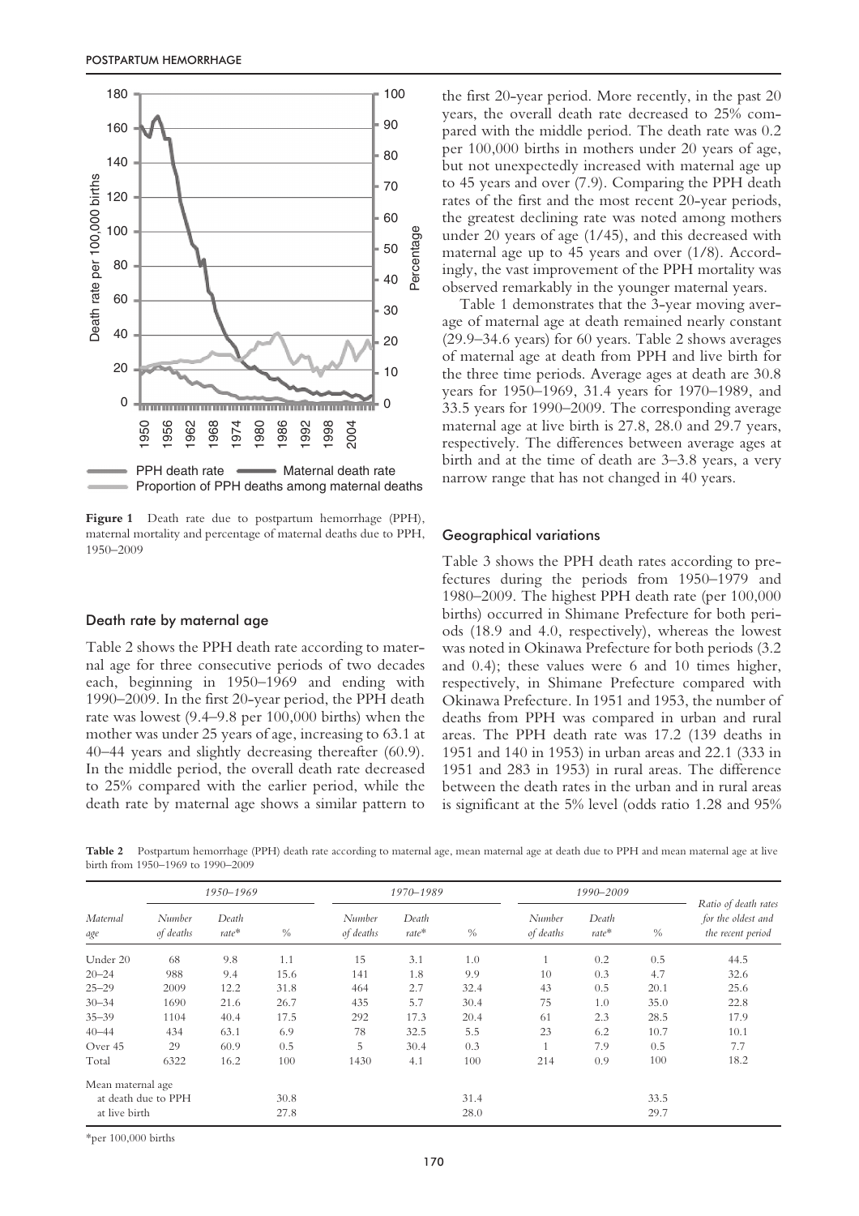Figure 1 Death rate due to postpartum hemorrhage (PPH), maternal mortality and percentage of maternal deaths due to PPH, 1950–2009

### Death rate by maternal age

Table 2 shows the PPH death rate according to maternal age for three consecutive periods of two decades each, beginning in 1950–1969 and ending with 1990–2009. In the first 20-year period, the PPH death rate was lowest (9.4–9.8 per 100,000 births) when the mother was under 25 years of age, increasing to 63.1 at 40–44 years and slightly decreasing thereafter (60.9). In the middle period, the overall death rate decreased to 25% compared with the earlier period, while the death rate by maternal age shows a similar pattern to the first 20-year period. More recently, in the past 20 years, the overall death rate decreased to 25% compared with the middle period. The death rate was 0.2 per 100,000 births in mothers under 20 years of age, but not unexpectedly increased with maternal age up to 45 years and over (7.9). Comparing the PPH death rates of the first and the most recent 20-year periods, the greatest declining rate was noted among mothers under 20 years of age (1/45), and this decreased with maternal age up to 45 years and over (1/8). Accordingly, the vast improvement of the PPH mortality was observed remarkably in the younger maternal years.

Table 1 demonstrates that the 3-year moving average of maternal age at death remained nearly constant (29.9–34.6 years) for 60 years. Table 2 shows averages of maternal age at death from PPH and live birth for the three time periods. Average ages at death are 30.8 years for 1950–1969, 31.4 years for 1970–1989, and 33.5 years for 1990–2009. The corresponding average maternal age at live birth is 27.8, 28.0 and 29.7 years, respectively. The differences between average ages at birth and at the time of death are 3–3.8 years, a very narrow range that has not changed in 40 years.

### Geographical variations

Table 3 shows the PPH death rates according to prefectures during the periods from 1950–1979 and 1980–2009. The highest PPH death rate (per 100,000 births) occurred in Shimane Prefecture for both periods (18.9 and 4.0, respectively), whereas the lowest was noted in Okinawa Prefecture for both periods (3.2 and 0.4); these values were 6 and 10 times higher, respectively, in Shimane Prefecture compared with Okinawa Prefecture. In 1951 and 1953, the number of deaths from PPH was compared in urban and rural areas. The PPH death rate was 17.2 (139 deaths in 1951 and 140 in 1953) in urban areas and 22.1 (333 in 1951 and 283 in 1953) in rural areas. The difference between the death rates in the urban and in rural areas is significant at the 5% level (odds ratio 1.28 and 95%

**Table 2** Postpartum hemorrhage (PPH) death rate according to maternal age, mean maternal age at death due to PPH and mean maternal age at live birth from 1950–1969 to 1990–2009

| Maternal age | 1950–1969 | | | 1970–1989 | | | 1990–2009 | | | Ratio of death rates for the oldest and the recent period |
|---|---|---|---|---|---|---|---|---|---|---|
| | Number of deaths | Death rate* | % | Number of deaths | Death rate* | % | Number of deaths | Death rate* | % | |
| Under 20 | 68 | 9.8 | 1.1 | 15 | 3.1 | 1.0 | 1 | 0.2 | 0.5 | 44.5 |
| 20–24 | 988 | 9.4 | 15.6 | 141 | 1.8 | 9.9 | 10 | 0.3 | 4.7 | 32.6 |
| 25–29 | 2009 | 12.2 | 31.8 | 464 | 2.7 | 32.4 | 43 | 0.5 | 20.1 | 25.6 |
| 30–34 | 1690 | 21.6 | 26.7 | 435 | 5.7 | 30.4 | 75 | 1.0 | 35.0 | 22.8 |
| 35–39 | 1104 | 40.4 | 17.5 | 292 | 17.3 | 20.4 | 61 | 2.3 | 28.5 | 17.9 |
| 40–44 | 434 | 63.1 | 6.9 | 78 | 32.5 | 5.5 | 23 | 6.2 | 10.7 | 10.1 |
| Over 45 | 29 | 60.9 | 0.5 | 5 | 30.4 | 0.3 | 1 | 7.9 | 0.5 | 7.7 |
| Total | 6322 | 16.2 | 100 | 1430 | 4.1 | 100 | 214 | 0.9 | 100 | 18.2 |
| Mean maternal age | | | | | | | | | | |
| at death due to PPH | | | 30.8 | | | 31.4 | | | 33.5 | |
| at live birth | | | 27.8 | | | 28.0 | | | 29.7 | |

*per 100,000 births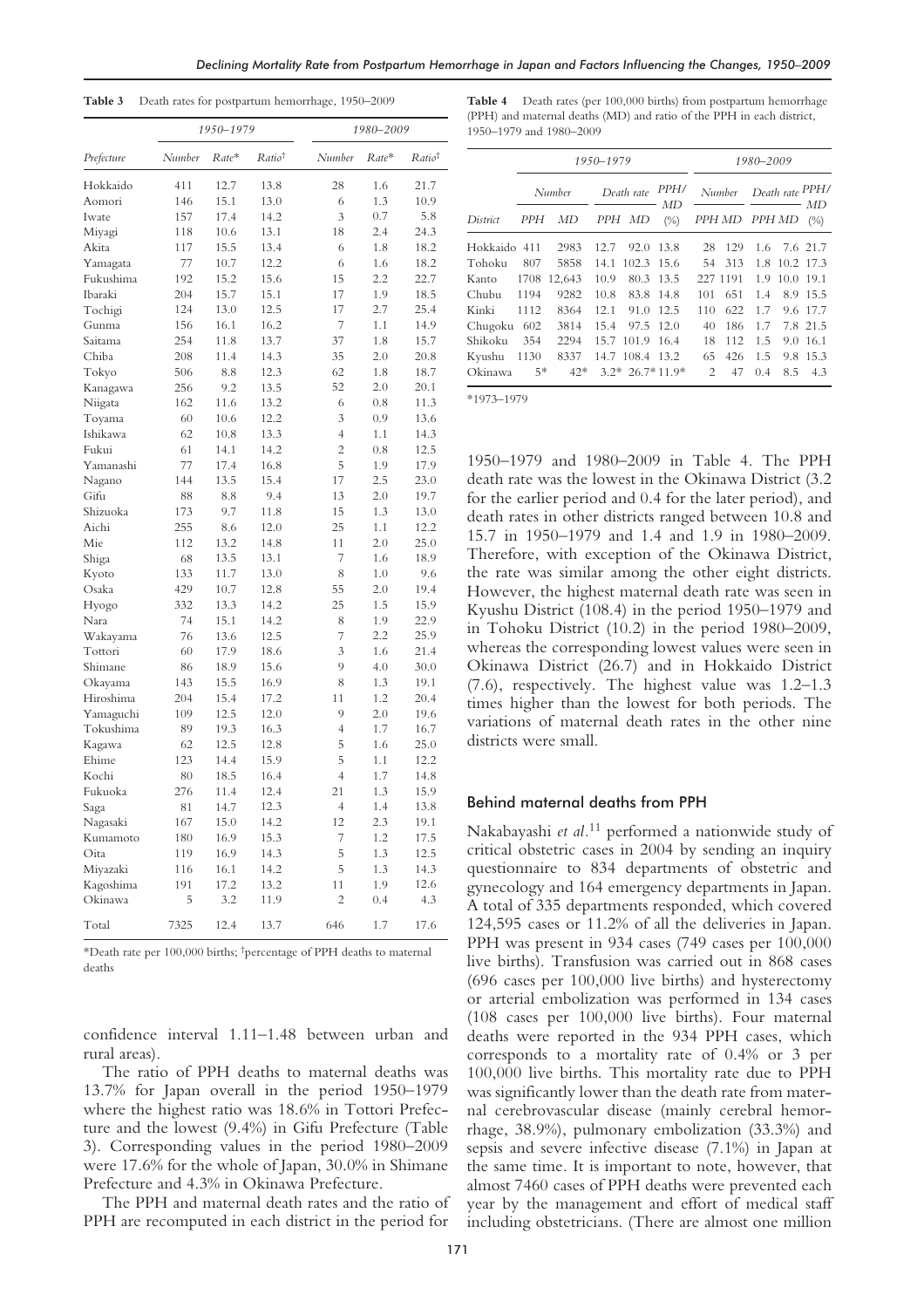**Table 3** Death rates for postpartum hemorrhage, 1950–2009

| Prefecture | 1950–1979 | | | 1980–2009 | | |
|---|---|---|---|---|---|---|
| | Number | Rate* | Ratio† | Number | Rate* | Ratio† |
| Hokkaido | 411 | 12.7 | 13.8 | 28 | 1.6 | 21.7 |
| Aomori | 146 | 15.1 | 13.0 | 6 | 1.3 | 10.9 |
| Iwate | 157 | 17.4 | 14.2 | 3 | 0.7 | 5.8 |
| Miyagi | 118 | 10.6 | 13.1 | 18 | 2.4 | 24.3 |
| Akita | 117 | 15.5 | 13.4 | 6 | 1.8 | 18.2 |
| Yamagata | 77 | 10.7 | 12.2 | 6 | 1.6 | 18.2 |
| Fukushima | 192 | 15.2 | 15.6 | 15 | 2.2 | 22.7 |
| Ibaraki | 204 | 15.7 | 15.1 | 17 | 1.9 | 18.5 |
| Tochigi | 124 | 13.0 | 12.5 | 17 | 2.7 | 25.4 |
| Gunma | 156 | 16.1 | 16.2 | 7 | 1.1 | 14.9 |
| Saitama | 254 | 11.8 | 13.7 | 37 | 1.8 | 15.7 |
| Chiba | 208 | 11.4 | 14.3 | 35 | 2.0 | 20.8 |
| Tokyo | 506 | 8.8 | 12.3 | 62 | 1.8 | 18.7 |
| Kanagawa | 256 | 9.2 | 13.5 | 52 | 2.0 | 20.1 |
| Niigata | 162 | 11.6 | 13.2 | 6 | 0.8 | 11.3 |
| Toyama | 60 | 10.6 | 12.2 | 3 | 0.9 | 13.6 |
| Ishikawa | 62 | 10.8 | 13.3 | 4 | 1.1 | 14.3 |
| Fukui | 61 | 14.1 | 14.2 | 2 | 0.8 | 12.5 |
| Yamanashi | 77 | 17.4 | 16.8 | 5 | 1.9 | 17.9 |
| Nagano | 144 | 13.5 | 15.4 | 17 | 2.5 | 23.0 |
| Gifu | 88 | 8.8 | 9.4 | 13 | 2.0 | 19.7 |
| Shizuoka | 173 | 9.7 | 11.8 | 15 | 1.3 | 13.0 |
| Aichi | 255 | 8.6 | 12.0 | 25 | 1.1 | 12.2 |
| Mie | 112 | 13.2 | 14.8 | 11 | 2.0 | 25.0 |
| Shiga | 68 | 13.5 | 13.1 | 7 | 1.6 | 18.9 |
| Kyoto | 133 | 11.7 | 13.0 | 8 | 1.0 | 9.6 |
| Osaka | 429 | 10.7 | 12.8 | 55 | 2.0 | 19.4 |
| Hyogo | 332 | 13.3 | 14.2 | 25 | 1.5 | 15.9 |
| Nara | 74 | 15.1 | 14.2 | 8 | 1.9 | 22.9 |
| Wakayama | 76 | 13.6 | 12.5 | 7 | 2.2 | 25.9 |
| Tottori | 60 | 17.9 | 18.6 | 3 | 1.6 | 21.4 |
| Shimane | 86 | 18.9 | 15.6 | 9 | 4.0 | 30.0 |
| Okayama | 143 | 15.5 | 16.9 | 8 | 1.3 | 19.1 |
| Hiroshima | 204 | 15.4 | 17.2 | 11 | 1.2 | 20.4 |
| Yamaguchi | 109 | 12.5 | 12.0 | 9 | 2.0 | 19.6 |
| Tokushima | 89 | 19.3 | 16.3 | 4 | 1.7 | 16.7 |
| Kagawa | 62 | 12.5 | 12.8 | 5 | 1.6 | 25.0 |
| Ehime | 123 | 14.4 | 15.9 | 5 | 1.1 | 12.2 |
| Kochi | 80 | 18.5 | 16.4 | 4 | 1.7 | 14.8 |
| Fukuoka | 276 | 11.4 | 12.4 | 21 | 1.3 | 15.9 |
| Saga | 81 | 14.7 | 12.3 | 4 | 1.4 | 13.8 |
| Nagasaki | 167 | 15.0 | 14.2 | 12 | 2.3 | 19.1 |
| Kumamoto | 180 | 16.9 | 15.3 | 7 | 1.2 | 17.5 |
| Oita | 119 | 16.9 | 14.3 | 5 | 1.3 | 12.5 |
| Miyazaki | 116 | 16.1 | 14.2 | 5 | 1.3 | 14.3 |
| Kagoshima | 191 | 17.2 | 13.2 | 11 | 1.9 | 12.6 |
| Okinawa | 5 | 3.2 | 11.9 | 2 | 0.4 | 4.3 |
| Total | 7325 | 12.4 | 13.7 | 646 | 1.7 | 17.6 |

*Death rate per 100,000 births; †percentage of PPH deaths to maternal deaths

confidence interval 1.11–1.48 between urban and rural areas).

The ratio of PPH deaths to maternal deaths was 13.7% for Japan overall in the period 1950–1979 where the highest ratio was 18.6% in Tottori Prefecture and the lowest (9.4%) in Gifu Prefecture (Table 3). Corresponding values in the period 1980–2009 were 17.6% for the whole of Japan, 30.0% in Shimane Prefecture and 4.3% in Okinawa Prefecture.

The PPH and maternal death rates and the ratio of PPH are recomputed in each district in the period for

**Table 4** Death rates (per 100,000 births) from postpartum hemorrhage (PPH) and maternal deaths (MD) and ratio of the PPH in each district, 1950–1979 and 1980–2009

| District | 1950–1979 | | | | | 1980–2009 | | | | |
|---|---|---|---|---|---|---|---|---|---|---|
| | Number | | Death rate | | PPH/MD | Number | | Death rate | | PPH/MD |
| | PPH | MD | PPH | MD | (%) | PPH | MD | PPH | MD | (%) |
| Hokkaido | 411 | 2983 | 12.7 | 92.0 | 13.8 | 28 | 129 | 1.6 | 7.6 | 21.7 |
| Tohoku | 807 | 5858 | 14.1 | 102.3 | 15.6 | 54 | 313 | 1.8 | 10.2 | 17.3 |
| Kanto | 1708 | 12,643 | 10.9 | 80.3 | 13.5 | 227 | 1191 | 1.9 | 10.0 | 19.1 |
| Chubu | 1194 | 9282 | 10.8 | 83.8 | 14.8 | 101 | 651 | 1.4 | 8.9 | 15.5 |
| Kinki | 1112 | 8364 | 12.1 | 91.0 | 12.5 | 110 | 622 | 1.7 | 9.6 | 17.7 |
| Chugoku | 602 | 3814 | 15.4 | 97.5 | 12.0 | 40 | 186 | 1.7 | 7.8 | 21.5 |
| Shikoku | 354 | 2294 | 15.7 | 101.9 | 16.4 | 18 | 112 | 1.5 | 9.0 | 16.1 |
| Kyushu | 1130 | 8337 | 14.7 | 108.4 | 13.2 | 65 | 426 | 1.5 | 9.8 | 15.3 |
| Okinawa | 5* | 42* | 3.2* | 26.7* | 11.9* | 2 | 47 | 0.4 | 8.5 | 4.3 |

*1973–1979

1950–1979 and 1980–2009 in Table 4. The PPH death rate was the lowest in the Okinawa District (3.2 for the earlier period and 0.4 for the later period), and death rates in other districts ranged between 10.8 and 15.7 in 1950–1979 and 1.4 and 1.9 in 1980–2009. Therefore, with exception of the Okinawa District, the rate was similar among the other eight districts. However, the highest maternal death rate was seen in Kyushu District (108.4) in the period 1950–1979 and in Tohoku District (10.2) in the period 1980–2009, whereas the corresponding lowest values were seen in Okinawa District (26.7) and in Hokkaido District (7.6), respectively. The highest value was 1.2–1.3 times higher than the lowest for both periods. The variations of maternal death rates in the other nine districts were small.

## Behind maternal deaths from PPH

Nakabayashi *et al.*[11] performed a nationwide study of critical obstetric cases in 2004 by sending an inquiry questionnaire to 834 departments of obstetric and gynecology and 164 emergency departments in Japan. A total of 335 departments responded, which covered 124,595 cases or 11.2% of all the deliveries in Japan. PPH was present in 934 cases (749 cases per 100,000 live births). Transfusion was carried out in 868 cases (696 cases per 100,000 live births) and hysterectomy or arterial embolization was performed in 134 cases (108 cases per 100,000 live births). Four maternal deaths were reported in the 934 PPH cases, which corresponds to a mortality rate of 0.4% or 3 per 100,000 live births. This mortality rate due to PPH was significantly lower than the death rate from maternal cerebrovascular disease (mainly cerebral hemorrhage, 38.9%), pulmonary embolization (33.3%) and sepsis and severe infective disease (7.1%) in Japan at the same time. It is important to note, however, that almost 7460 cases of PPH deaths were prevented each year by the management and effort of medical staff including obstetricians. (There are almost one million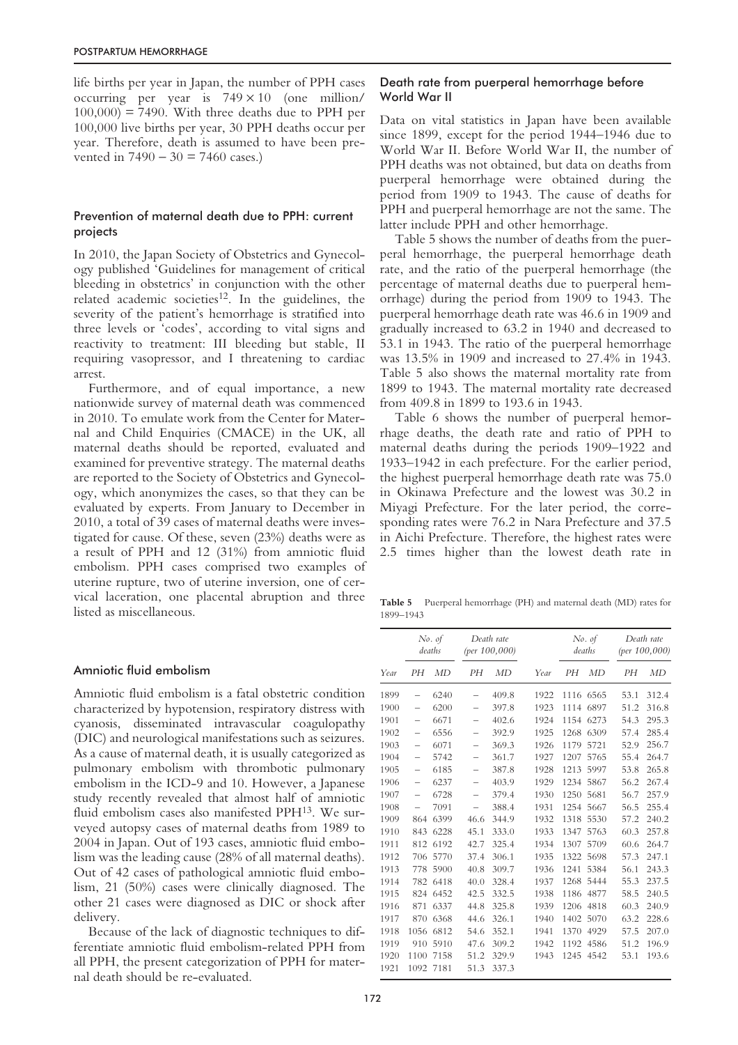life births per year in Japan, the number of PPH cases occurring per year is 749 × 10 (one million/100,000) = 7490. With three deaths due to PPH per 100,000 live births per year, 30 PPH deaths occur per year. Therefore, death is assumed to have been prevented in 7490 − 30 = 7460 cases.)

### Prevention of maternal death due to PPH: current projects

In 2010, the Japan Society of Obstetrics and Gynecology published 'Guidelines for management of critical bleeding in obstetrics' in conjunction with the other related academic societies[12]. In the guidelines, the severity of the patient's hemorrhage is stratified into three levels or 'codes', according to vital signs and reactivity to treatment: III bleeding but stable, II requiring vasopressor, and I threatening to cardiac arrest.

Furthermore, and of equal importance, a new nationwide survey of maternal death was commenced in 2010. To emulate work from the Center for Maternal and Child Enquiries (CMACE) in the UK, all maternal deaths should be reported, evaluated and examined for preventive strategy. The maternal deaths are reported to the Society of Obstetrics and Gynecology, which anonymizes the cases, so that they can be evaluated by experts. From January to December in 2010, a total of 39 cases of maternal deaths were investigated for cause. Of these, seven (23%) deaths were as a result of PPH and 12 (31%) from amniotic fluid embolism. PPH cases comprised two examples of uterine rupture, two of uterine inversion, one of cervical laceration, one placental abruption and three listed as miscellaneous.

### Amniotic fluid embolism

Amniotic fluid embolism is a fatal obstetric condition characterized by hypotension, respiratory distress with cyanosis, disseminated intravascular coagulopathy (DIC) and neurological manifestations such as seizures. As a cause of maternal death, it is usually categorized as pulmonary embolism with thrombotic pulmonary embolism in the ICD-9 and 10. However, a Japanese study recently revealed that almost half of amniotic fluid embolism cases also manifested PPH[13]. We surveyed autopsy cases of maternal deaths from 1989 to 2004 in Japan. Out of 193 cases, amniotic fluid embolism was the leading cause (28% of all maternal deaths). Out of 42 cases of pathological amniotic fluid embolism, 21 (50%) cases were clinically diagnosed. The other 21 cases were diagnosed as DIC or shock after delivery.

Because of the lack of diagnostic techniques to differentiate amniotic fluid embolism-related PPH from all PPH, the present categorization of PPH for maternal death should be re-evaluated.

### Death rate from puerperal hemorrhage before World War II

Data on vital statistics in Japan have been available since 1899, except for the period 1944–1946 due to World War II. Before World War II, the number of PPH deaths was not obtained, but data on deaths from puerperal hemorrhage were obtained during the period from 1909 to 1943. The cause of deaths for PPH and puerperal hemorrhage are not the same. The latter include PPH and other hemorrhage.

Table 5 shows the number of deaths from the puerperal hemorrhage, the puerperal hemorrhage death rate, and the ratio of the puerperal hemorrhage (the percentage of maternal deaths due to puerperal hemorrhage) during the period from 1909 to 1943. The puerperal hemorrhage death rate was 46.6 in 1909 and gradually increased to 63.2 in 1940 and decreased to 53.1 in 1943. The ratio of the puerperal hemorrhage was 13.5% in 1909 and increased to 27.4% in 1943. Table 5 also shows the maternal mortality rate from 1899 to 1943. The maternal mortality rate decreased from 409.8 in 1899 to 193.6 in 1943.

Table 6 shows the number of puerperal hemorrhage deaths, the death rate and ratio of PPH to maternal deaths during the periods 1909–1922 and 1933–1942 in each prefecture. For the earlier period, the highest puerperal hemorrhage death rate was 75.0 in Okinawa Prefecture and the lowest was 30.2 in Miyagi Prefecture. For the later period, the corresponding rates were 76.2 in Nara Prefecture and 37.5 in Aichi Prefecture. Therefore, the highest rates were 2.5 times higher than the lowest death rate in

**Table 5** Puerperal hemorrhage (PH) and maternal death (MD) rates for 1899–1943

| | *No. of deaths* | | *Death rate (per 100,000)* | | | *No. of deaths* | | *Death rate (per 100,000)* | |
|---|---|---|---|---|---|---|---|---|---|
| *Year* | *PH* | *MD* | *PH* | *MD* | *Year* | *PH* | *MD* | *PH* | *MD* |
| 1899 | – | 6240 | – | 409.8 | 1922 | 1116 | 6565 | 53.1 | 312.4 |
| 1900 | – | 6200 | – | 397.8 | 1923 | 1114 | 6897 | 51.2 | 316.8 |
| 1901 | – | 6671 | – | 402.6 | 1924 | 1154 | 6273 | 54.3 | 295.3 |
| 1902 | – | 6556 | – | 392.9 | 1925 | 1268 | 6309 | 57.4 | 285.4 |
| 1903 | – | 6071 | – | 369.3 | 1926 | 1179 | 5721 | 52.9 | 256.7 |
| 1904 | – | 5742 | – | 361.7 | 1927 | 1207 | 5765 | 55.4 | 264.7 |
| 1905 | – | 6185 | – | 387.8 | 1928 | 1213 | 5997 | 53.8 | 265.8 |
| 1906 | – | 6237 | – | 403.9 | 1929 | 1234 | 5867 | 56.2 | 267.4 |
| 1907 | – | 6728 | – | 379.4 | 1930 | 1250 | 5681 | 56.7 | 257.9 |
| 1908 | – | 7091 | – | 388.4 | 1931 | 1254 | 5667 | 56.5 | 255.4 |
| 1909 | 864 | 6399 | 46.6 | 344.9 | 1932 | 1318 | 5530 | 57.2 | 240.2 |
| 1910 | 843 | 6228 | 45.1 | 333.0 | 1933 | 1347 | 5763 | 60.3 | 257.8 |
| 1911 | 812 | 6192 | 42.7 | 325.4 | 1934 | 1307 | 5709 | 60.6 | 264.7 |
| 1912 | 706 | 5770 | 37.4 | 306.1 | 1935 | 1322 | 5698 | 57.3 | 247.1 |
| 1913 | 778 | 5900 | 40.8 | 309.7 | 1936 | 1241 | 5384 | 56.1 | 243.3 |
| 1914 | 782 | 6418 | 40.0 | 328.4 | 1937 | 1268 | 5444 | 55.3 | 237.5 |
| 1915 | 824 | 6452 | 42.5 | 332.5 | 1938 | 1186 | 4877 | 58.5 | 240.5 |
| 1916 | 871 | 6337 | 44.8 | 325.8 | 1939 | 1206 | 4818 | 60.3 | 240.9 |
| 1917 | 870 | 6368 | 44.6 | 326.1 | 1940 | 1402 | 5070 | 63.2 | 228.6 |
| 1918 | 1056 | 6812 | 54.6 | 352.1 | 1941 | 1370 | 4929 | 57.5 | 207.0 |
| 1919 | 910 | 5910 | 47.6 | 309.2 | 1942 | 1192 | 4586 | 51.2 | 196.9 |
| 1920 | 1100 | 7158 | 51.2 | 329.9 | 1943 | 1245 | 4542 | 53.1 | 193.6 |
| 1921 | 1092 | 7181 | 51.3 | 337.3 | | | | | |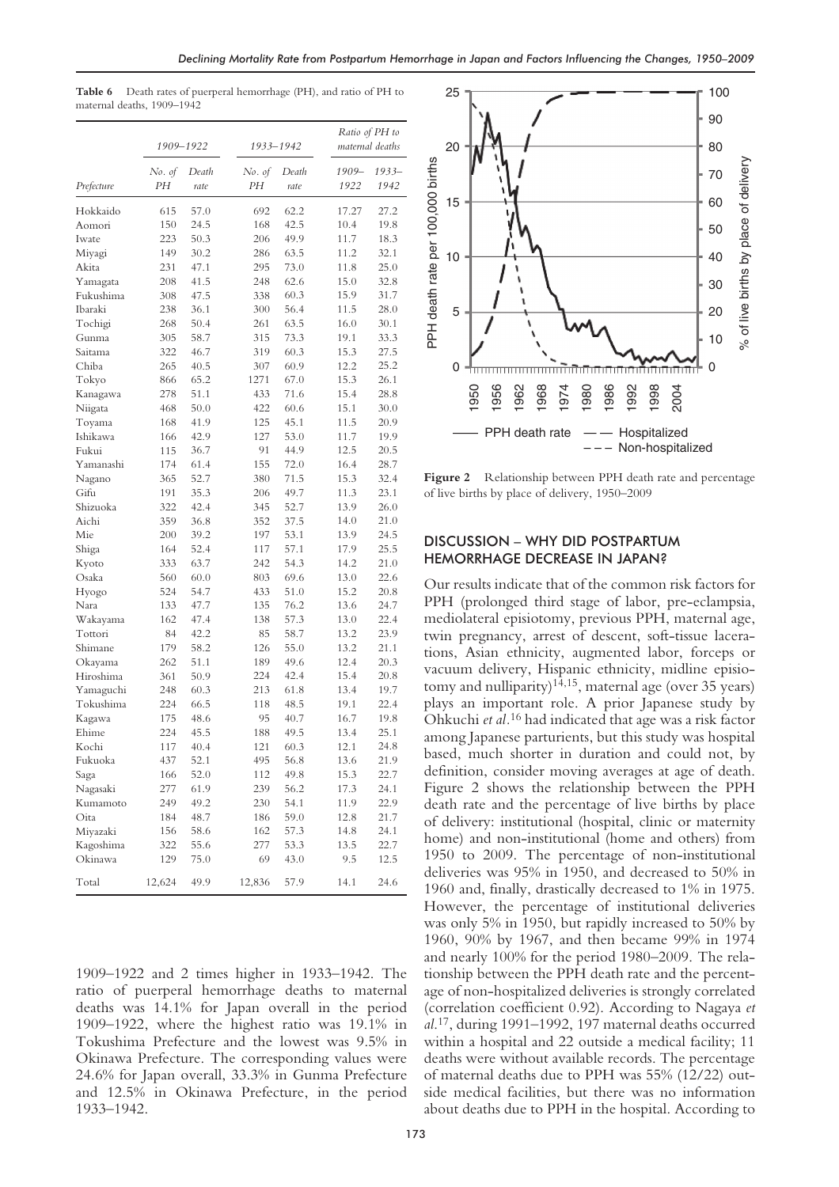**Table 6** Death rates of puerperal hemorrhage (PH), and ratio of PH to maternal deaths, 1909–1942

| | *1909–1922* | | *1933–1942* | | *Ratio of PH to maternal deaths* | |
|---|---|---|---|---|---|---|
| *Prefecture* | *No. of PH* | *Death rate* | *No. of PH* | *Death rate* | *1909–1922* | *1933–1942* |
| Hokkaido | 615 | 57.0 | 692 | 62.2 | 17.27 | 27.2 |
| Aomori | 150 | 24.5 | 168 | 42.5 | 10.4 | 19.8 |
| Iwate | 223 | 50.3 | 206 | 49.9 | 11.7 | 18.3 |
| Miyagi | 149 | 30.2 | 286 | 63.5 | 11.2 | 32.1 |
| Akita | 231 | 47.1 | 295 | 73.0 | 11.8 | 25.0 |
| Yamagata | 208 | 41.5 | 248 | 62.6 | 15.0 | 32.8 |
| Fukushima | 308 | 47.5 | 338 | 60.3 | 15.9 | 31.7 |
| Ibaraki | 238 | 36.1 | 300 | 56.4 | 11.5 | 28.0 |
| Tochigi | 268 | 50.4 | 261 | 63.5 | 16.0 | 30.1 |
| Gunma | 305 | 58.7 | 315 | 73.3 | 19.1 | 33.3 |
| Saitama | 322 | 46.7 | 319 | 60.3 | 15.3 | 27.5 |
| Chiba | 265 | 40.5 | 307 | 60.9 | 12.2 | 25.2 |
| Tokyo | 866 | 65.2 | 1271 | 67.0 | 15.3 | 26.1 |
| Kanagawa | 278 | 51.1 | 433 | 71.6 | 15.4 | 28.8 |
| Niigata | 468 | 50.0 | 422 | 60.6 | 15.1 | 30.0 |
| Toyama | 168 | 41.9 | 125 | 45.1 | 11.5 | 20.9 |
| Ishikawa | 166 | 42.9 | 127 | 53.0 | 11.7 | 19.9 |
| Fukui | 115 | 36.7 | 91 | 44.9 | 12.5 | 20.5 |
| Yamanashi | 174 | 61.4 | 155 | 72.0 | 16.4 | 28.7 |
| Nagano | 365 | 52.7 | 380 | 71.5 | 15.3 | 32.4 |
| Gifu | 191 | 35.3 | 206 | 49.7 | 11.3 | 23.1 |
| Shizuoka | 322 | 42.4 | 345 | 52.7 | 13.9 | 26.0 |
| Aichi | 359 | 36.8 | 352 | 37.5 | 14.0 | 21.0 |
| Mie | 200 | 39.2 | 197 | 53.1 | 13.9 | 24.5 |
| Shiga | 164 | 52.4 | 117 | 57.1 | 17.9 | 25.5 |
| Kyoto | 333 | 63.7 | 242 | 54.3 | 14.2 | 21.0 |
| Osaka | 560 | 60.0 | 803 | 69.6 | 13.0 | 22.6 |
| Hyogo | 524 | 54.7 | 433 | 51.0 | 15.2 | 20.8 |
| Nara | 133 | 47.7 | 135 | 76.2 | 13.6 | 24.7 |
| Wakayama | 162 | 47.4 | 138 | 57.3 | 13.0 | 22.4 |
| Tottori | 84 | 42.2 | 85 | 58.7 | 13.2 | 23.9 |
| Shimane | 179 | 58.2 | 126 | 55.0 | 13.2 | 21.1 |
| Okayama | 262 | 51.1 | 189 | 49.6 | 12.4 | 20.3 |
| Hiroshima | 361 | 50.9 | 224 | 42.4 | 15.4 | 20.8 |
| Yamaguchi | 248 | 60.3 | 213 | 61.8 | 13.4 | 19.7 |
| Tokushima | 224 | 66.5 | 118 | 48.5 | 19.1 | 22.4 |
| Kagawa | 175 | 48.6 | 95 | 40.7 | 16.7 | 19.8 |
| Ehime | 224 | 45.5 | 188 | 49.5 | 13.4 | 25.1 |
| Kochi | 117 | 40.4 | 121 | 60.3 | 12.1 | 24.8 |
| Fukuoka | 437 | 52.1 | 495 | 56.8 | 13.6 | 21.9 |
| Saga | 166 | 52.0 | 112 | 49.8 | 15.3 | 22.7 |
| Nagasaki | 277 | 61.9 | 239 | 56.2 | 17.3 | 24.1 |
| Kumamoto | 249 | 49.2 | 230 | 54.1 | 11.9 | 22.9 |
| Oita | 184 | 48.7 | 186 | 59.0 | 12.8 | 21.7 |
| Miyazaki | 156 | 58.6 | 162 | 57.3 | 14.8 | 24.1 |
| Kagoshima | 322 | 55.6 | 277 | 53.3 | 13.5 | 22.7 |
| Okinawa | 129 | 75.0 | 69 | 43.0 | 9.5 | 12.5 |
| Total | 12,624 | 49.9 | 12,836 | 57.9 | 14.1 | 24.6 |

1909–1922 and 2 times higher in 1933–1942. The ratio of puerperal hemorrhage deaths to maternal deaths was 14.1% for Japan overall in the period 1909–1922, where the highest ratio was 19.1% in Tokushima Prefecture and the lowest was 9.5% in Okinawa Prefecture. The corresponding values were 24.6% for Japan overall, 33.3% in Gunma Prefecture and 12.5% in Okinawa Prefecture, in the period 1933–1942.

**Figure 2** Relationship between PPH death rate and percentage of live births by place of delivery, 1950–2009

## DISCUSSION – WHY DID POSTPARTUM HEMORRHAGE DECREASE IN JAPAN?

Our results indicate that of the common risk factors for PPH (prolonged third stage of labor, pre-eclampsia, mediolateral episiotomy, previous PPH, maternal age, twin pregnancy, arrest of descent, soft-tissue lacerations, Asian ethnicity, augmented labor, forceps or vacuum delivery, Hispanic ethnicity, midline episiotomy and nulliparity)[14,15], maternal age (over 35 years) plays an important role. A prior Japanese study by Ohkuchi *et al.*[16] had indicated that age was a risk factor among Japanese parturients, but this study was hospital based, much shorter in duration and could not, by definition, consider moving averages at age of death. Figure 2 shows the relationship between the PPH death rate and the percentage of live births by place of delivery: institutional (hospital, clinic or maternity home) and non-institutional (home and others) from 1950 to 2009. The percentage of non-institutional deliveries was 95% in 1950, and decreased to 50% in 1960 and, finally, drastically decreased to 1% in 1975. However, the percentage of institutional deliveries was only 5% in 1950, but rapidly increased to 50% by 1960, 90% by 1967, and then became 99% in 1974 and nearly 100% for the period 1980–2009. The relationship between the PPH death rate and the percentage of non-hospitalized deliveries is strongly correlated (correlation coefficient 0.92). According to Nagaya *et al.*[17], during 1991–1992, 197 maternal deaths occurred within a hospital and 22 outside a medical facility; 11 deaths were without available records. The percentage of maternal deaths due to PPH was 55% (12/22) outside medical facilities, but there was no information about deaths due to PPH in the hospital. According to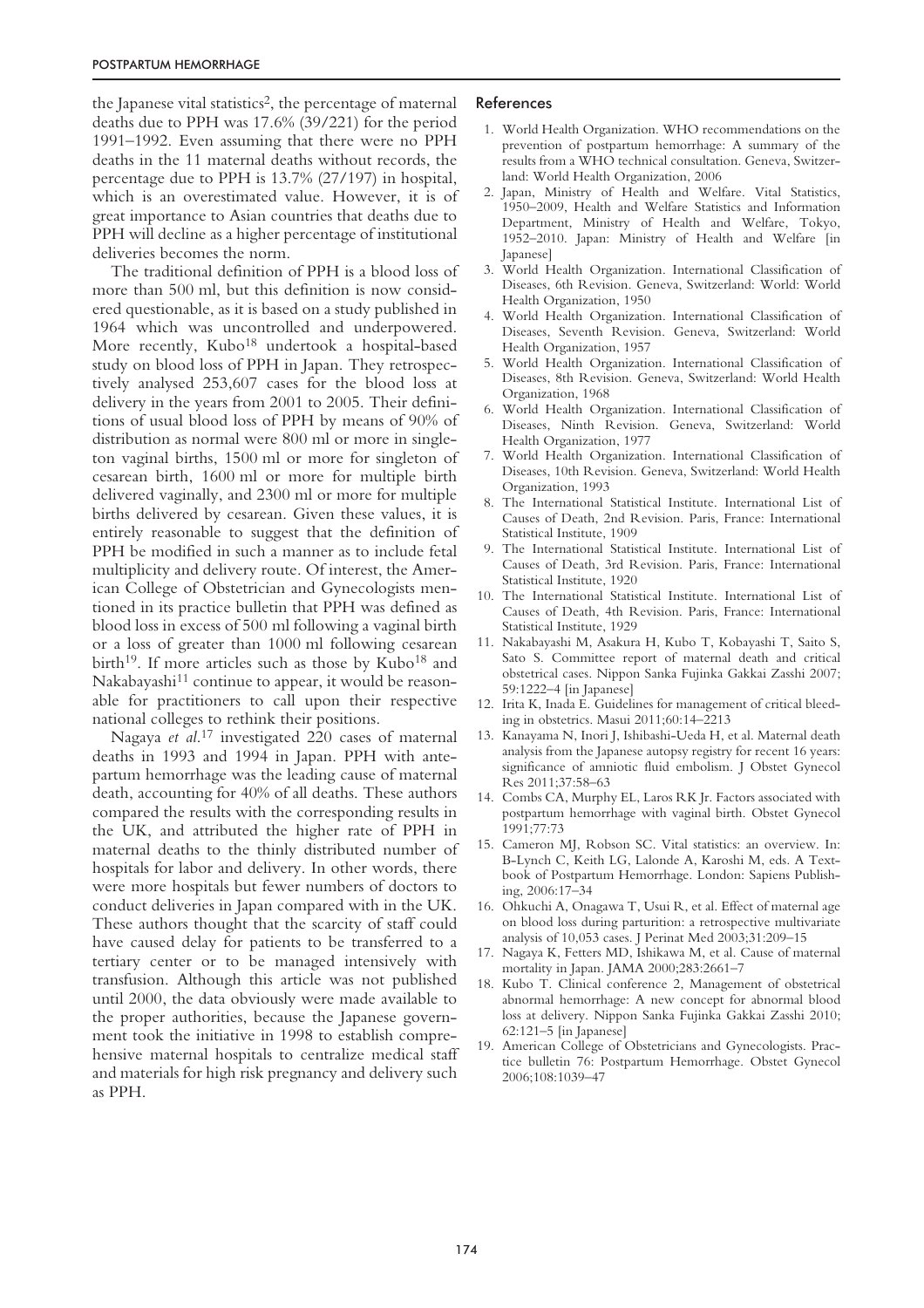the Japanese vital statistics[2], the percentage of maternal deaths due to PPH was 17.6% (39/221) for the period 1991–1992. Even assuming that there were no PPH deaths in the 11 maternal deaths without records, the percentage due to PPH is 13.7% (27/197) in hospital, which is an overestimated value. However, it is of great importance to Asian countries that deaths due to PPH will decline as a higher percentage of institutional deliveries becomes the norm.

The traditional definition of PPH is a blood loss of more than 500 ml, but this definition is now considered questionable, as it is based on a study published in 1964 which was uncontrolled and underpowered. More recently, Kubo[18] undertook a hospital-based study on blood loss of PPH in Japan. They retrospectively analysed 253,607 cases for the blood loss at delivery in the years from 2001 to 2005. Their definitions of usual blood loss of PPH by means of 90% of distribution as normal were 800 ml or more in singleton vaginal births, 1500 ml or more for singleton of cesarean birth, 1600 ml or more for multiple birth delivered vaginally, and 2300 ml or more for multiple births delivered by cesarean. Given these values, it is entirely reasonable to suggest that the definition of PPH be modified in such a manner as to include fetal multiplicity and delivery route. Of interest, the American College of Obstetrician and Gynecologists mentioned in its practice bulletin that PPH was defined as blood loss in excess of 500 ml following a vaginal birth or a loss of greater than 1000 ml following cesarean birth[19]. If more articles such as those by Kubo[18] and Nakabayashi[11] continue to appear, it would be reasonable for practitioners to call upon their respective national colleges to rethink their positions.

Nagaya *et al.*[17] investigated 220 cases of maternal deaths in 1993 and 1994 in Japan. PPH with antepartum hemorrhage was the leading cause of maternal death, accounting for 40% of all deaths. These authors compared the results with the corresponding results in the UK, and attributed the higher rate of PPH in maternal deaths to the thinly distributed number of hospitals for labor and delivery. In other words, there were more hospitals but fewer numbers of doctors to conduct deliveries in Japan compared with in the UK. These authors thought that the scarcity of staff could have caused delay for patients to be transferred to a tertiary center or to be managed intensively with transfusion. Although this article was not published until 2000, the data obviously were made available to the proper authorities, because the Japanese government took the initiative in 1998 to establish comprehensive maternal hospitals to centralize medical staff and materials for high risk pregnancy and delivery such as PPH.

## References

1. World Health Organization. WHO recommendations on the prevention of postpartum hemorrhage: A summary of the results from a WHO technical consultation. Geneva, Switzerland: World Health Organization, 2006
2. Japan, Ministry of Health and Welfare. Vital Statistics, 1950–2009, Health and Welfare Statistics and Information Department, Ministry of Health and Welfare, Tokyo, 1952–2010. Japan: Ministry of Health and Welfare [in Japanese]
3. World Health Organization. International Classification of Diseases, 6th Revision. Geneva, Switzerland: World: World Health Organization, 1950
4. World Health Organization. International Classification of Diseases, Seventh Revision. Geneva, Switzerland: World Health Organization, 1957
5. World Health Organization. International Classification of Diseases, 8th Revision. Geneva, Switzerland: World Health Organization, 1968
6. World Health Organization. International Classification of Diseases, Ninth Revision. Geneva, Switzerland: World Health Organization, 1977
7. World Health Organization. International Classification of Diseases, 10th Revision. Geneva, Switzerland: World Health Organization, 1993
8. The International Statistical Institute. International List of Causes of Death, 2nd Revision. Paris, France: International Statistical Institute, 1909
9. The International Statistical Institute. International List of Causes of Death, 3rd Revision. Paris, France: International Statistical Institute, 1920
10. The International Statistical Institute. International List of Causes of Death, 4th Revision. Paris, France: International Statistical Institute, 1929
11. Nakabayashi M, Asakura H, Kubo T, Kobayashi T, Saito S, Sato S. Committee report of maternal death and critical obstetrical cases. Nippon Sanka Fujinka Gakkai Zasshi 2007; 59:1222–4 [in Japanese]
12. Irita K, Inada E. Guidelines for management of critical bleeding in obstetrics. Masui 2011;60:14–2213
13. Kanayama N, Inori J, Ishibashi-Ueda H, et al. Maternal death analysis from the Japanese autopsy registry for recent 16 years: significance of amniotic fluid embolism. J Obstet Gynecol Res 2011;37:58–63
14. Combs CA, Murphy EL, Laros RK Jr. Factors associated with postpartum hemorrhage with vaginal birth. Obstet Gynecol 1991;77:73
15. Cameron MJ, Robson SC. Vital statistics: an overview. In: B-Lynch C, Keith LG, Lalonde A, Karoshi M, eds. A Textbook of Postpartum Hemorrhage. London: Sapiens Publishing, 2006:17–34
16. Ohkuchi A, Onagawa T, Usui R, et al. Effect of maternal age on blood loss during parturition: a retrospective multivariate analysis of 10,053 cases. J Perinat Med 2003;31:209–15
17. Nagaya K, Fetters MD, Ishikawa M, et al. Cause of maternal mortality in Japan. JAMA 2000;283:2661–7
18. Kubo T. Clinical conference 2, Management of obstetrical abnormal hemorrhage: A new concept for abnormal blood loss at delivery. Nippon Sanka Fujinka Gakkai Zasshi 2010; 62:121–5 [in Japanese]
19. American College of Obstetricians and Gynecologists. Practice bulletin 76: Postpartum Hemorrhage. Obstet Gynecol 2006;108:1039–47